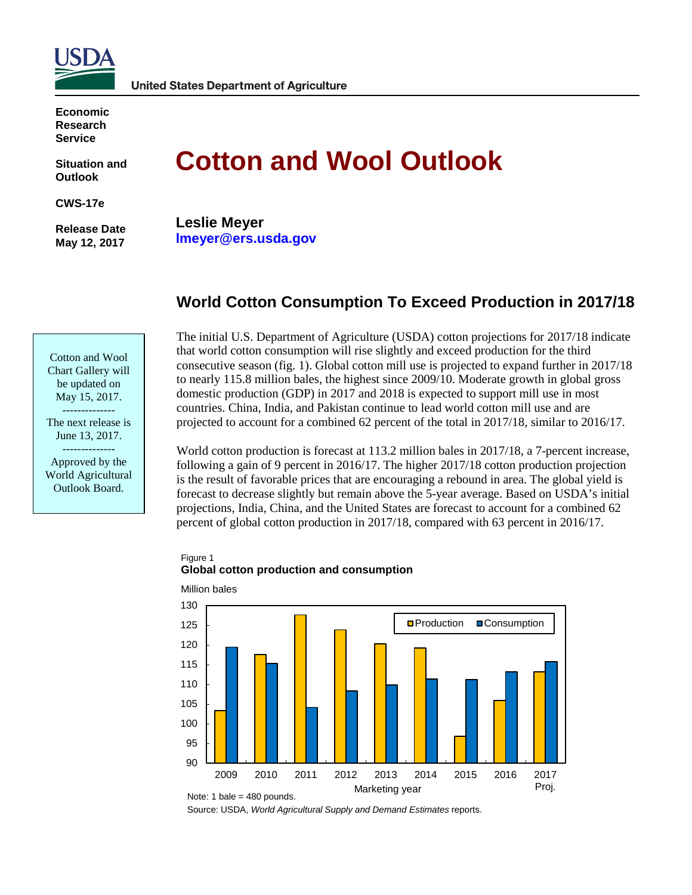United States Department of Agriculture

**Economic Research Service**

**Situation and Outlook**

**CWS-17e**

**Release Date May 12, 2017**

# Cotton and Wool Outlook

**Leslie Meyer**
**lmeyer@ers.usda.gov**

> Cotton and Wool Chart Gallery will be updated on May 15, 2017.
>
> --------------
>
> The next release is June 13, 2017.
>
> --------------
>
> Approved by the World Agricultural Outlook Board.

## World Cotton Consumption To Exceed Production in 2017/18

The initial U.S. Department of Agriculture (USDA) cotton projections for 2017/18 indicate that world cotton consumption will rise slightly and exceed production for the third consecutive season (fig. 1). Global cotton mill use is projected to expand further in 2017/18 to nearly 115.8 million bales, the highest since 2009/10. Moderate growth in global gross domestic production (GDP) in 2017 and 2018 is expected to support mill use in most countries. China, India, and Pakistan continue to lead world cotton mill use and are projected to account for a combined 62 percent of the total in 2017/18, similar to 2016/17.

World cotton production is forecast at 113.2 million bales in 2017/18, a 7-percent increase, following a gain of 9 percent in 2016/17. The higher 2017/18 cotton production projection is the result of favorable prices that are encouraging a rebound in area. The global yield is forecast to decrease slightly but remain above the 5-year average. Based on USDA's initial projections, India, China, and the United States are forecast to account for a combined 62 percent of global cotton production in 2017/18, compared with 63 percent in 2016/17.

Figure 1
**Global cotton production and consumption**

Million bales

Note: 1 bale = 480 pounds.

Source: USDA, *World Agricultural Supply and Demand Estimates* reports.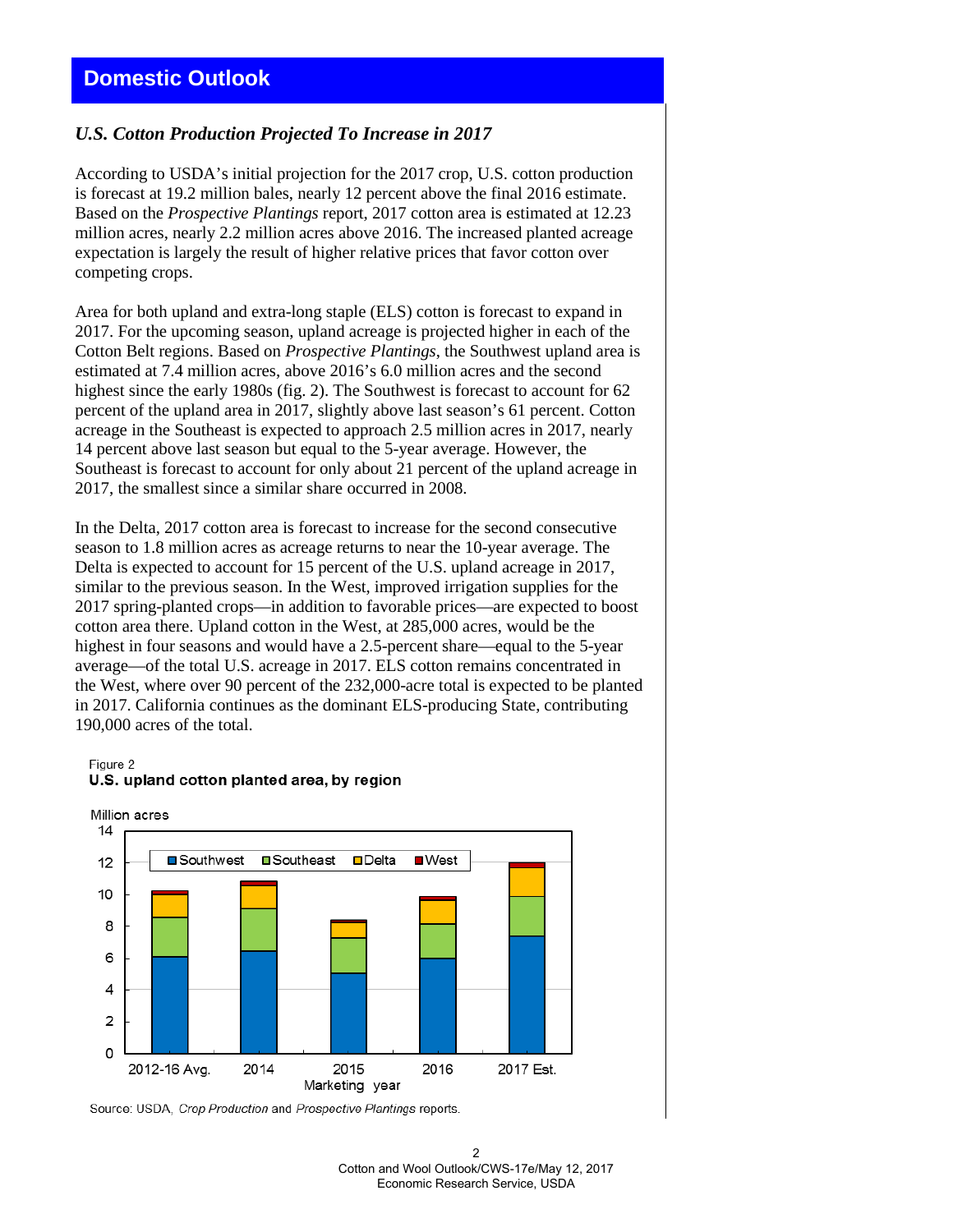## Domestic Outlook

### *U.S. Cotton Production Projected To Increase in 2017*

According to USDA's initial projection for the 2017 crop, U.S. cotton production is forecast at 19.2 million bales, nearly 12 percent above the final 2016 estimate. Based on the *Prospective Plantings* report, 2017 cotton area is estimated at 12.23 million acres, nearly 2.2 million acres above 2016. The increased planted acreage expectation is largely the result of higher relative prices that favor cotton over competing crops.

Area for both upland and extra-long staple (ELS) cotton is forecast to expand in 2017. For the upcoming season, upland acreage is projected higher in each of the Cotton Belt regions. Based on *Prospective Plantings*, the Southwest upland area is estimated at 7.4 million acres, above 2016's 6.0 million acres and the second highest since the early 1980s (fig. 2). The Southwest is forecast to account for 62 percent of the upland area in 2017, slightly above last season's 61 percent. Cotton acreage in the Southeast is expected to approach 2.5 million acres in 2017, nearly 14 percent above last season but equal to the 5-year average. However, the Southeast is forecast to account for only about 21 percent of the upland acreage in 2017, the smallest since a similar share occurred in 2008.

In the Delta, 2017 cotton area is forecast to increase for the second consecutive season to 1.8 million acres as acreage returns to near the 10-year average. The Delta is expected to account for 15 percent of the U.S. upland acreage in 2017, similar to the previous season. In the West, improved irrigation supplies for the 2017 spring-planted crops—in addition to favorable prices—are expected to boost cotton area there. Upland cotton in the West, at 285,000 acres, would be the highest in four seasons and would have a 2.5-percent share—equal to the 5-year average—of the total U.S. acreage in 2017. ELS cotton remains concentrated in the West, where over 90 percent of the 232,000-acre total is expected to be planted in 2017. California continues as the dominant ELS-producing State, contributing 190,000 acres of the total.

Figure 2
**U.S. upland cotton planted area, by region**

Million acres (stacked bars: Southwest, Southeast, Delta, West; Marketing year: 2012-16 Avg., 2014, 2015, 2016, 2017 Est.)

Source: USDA, *Crop Production* and *Prospective Plantings* reports.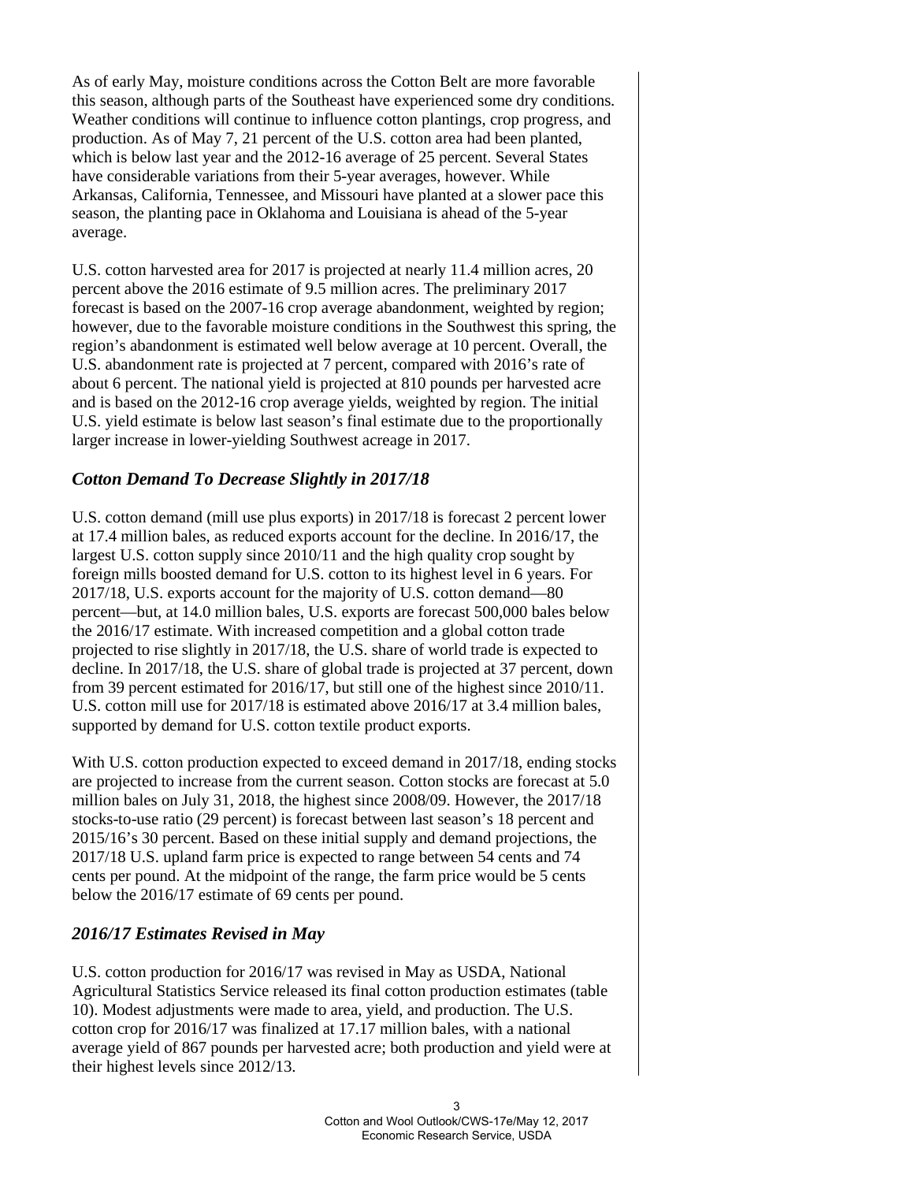As of early May, moisture conditions across the Cotton Belt are more favorable this season, although parts of the Southeast have experienced some dry conditions. Weather conditions will continue to influence cotton plantings, crop progress, and production. As of May 7, 21 percent of the U.S. cotton area had been planted, which is below last year and the 2012-16 average of 25 percent. Several States have considerable variations from their 5-year averages, however. While Arkansas, California, Tennessee, and Missouri have planted at a slower pace this season, the planting pace in Oklahoma and Louisiana is ahead of the 5-year average.

U.S. cotton harvested area for 2017 is projected at nearly 11.4 million acres, 20 percent above the 2016 estimate of 9.5 million acres. The preliminary 2017 forecast is based on the 2007-16 crop average abandonment, weighted by region; however, due to the favorable moisture conditions in the Southwest this spring, the region's abandonment is estimated well below average at 10 percent. Overall, the U.S. abandonment rate is projected at 7 percent, compared with 2016's rate of about 6 percent. The national yield is projected at 810 pounds per harvested acre and is based on the 2012-16 crop average yields, weighted by region. The initial U.S. yield estimate is below last season's final estimate due to the proportionally larger increase in lower-yielding Southwest acreage in 2017.

## *Cotton Demand To Decrease Slightly in 2017/18*

U.S. cotton demand (mill use plus exports) in 2017/18 is forecast 2 percent lower at 17.4 million bales, as reduced exports account for the decline. In 2016/17, the largest U.S. cotton supply since 2010/11 and the high quality crop sought by foreign mills boosted demand for U.S. cotton to its highest level in 6 years. For 2017/18, U.S. exports account for the majority of U.S. cotton demand—80 percent—but, at 14.0 million bales, U.S. exports are forecast 500,000 bales below the 2016/17 estimate. With increased competition and a global cotton trade projected to rise slightly in 2017/18, the U.S. share of world trade is expected to decline. In 2017/18, the U.S. share of global trade is projected at 37 percent, down from 39 percent estimated for 2016/17, but still one of the highest since 2010/11. U.S. cotton mill use for 2017/18 is estimated above 2016/17 at 3.4 million bales, supported by demand for U.S. cotton textile product exports.

With U.S. cotton production expected to exceed demand in 2017/18, ending stocks are projected to increase from the current season. Cotton stocks are forecast at 5.0 million bales on July 31, 2018, the highest since 2008/09. However, the 2017/18 stocks-to-use ratio (29 percent) is forecast between last season's 18 percent and 2015/16's 30 percent. Based on these initial supply and demand projections, the 2017/18 U.S. upland farm price is expected to range between 54 cents and 74 cents per pound. At the midpoint of the range, the farm price would be 5 cents below the 2016/17 estimate of 69 cents per pound.

## *2016/17 Estimates Revised in May*

U.S. cotton production for 2016/17 was revised in May as USDA, National Agricultural Statistics Service released its final cotton production estimates (table 10). Modest adjustments were made to area, yield, and production. The U.S. cotton crop for 2016/17 was finalized at 17.17 million bales, with a national average yield of 867 pounds per harvested acre; both production and yield were at their highest levels since 2012/13.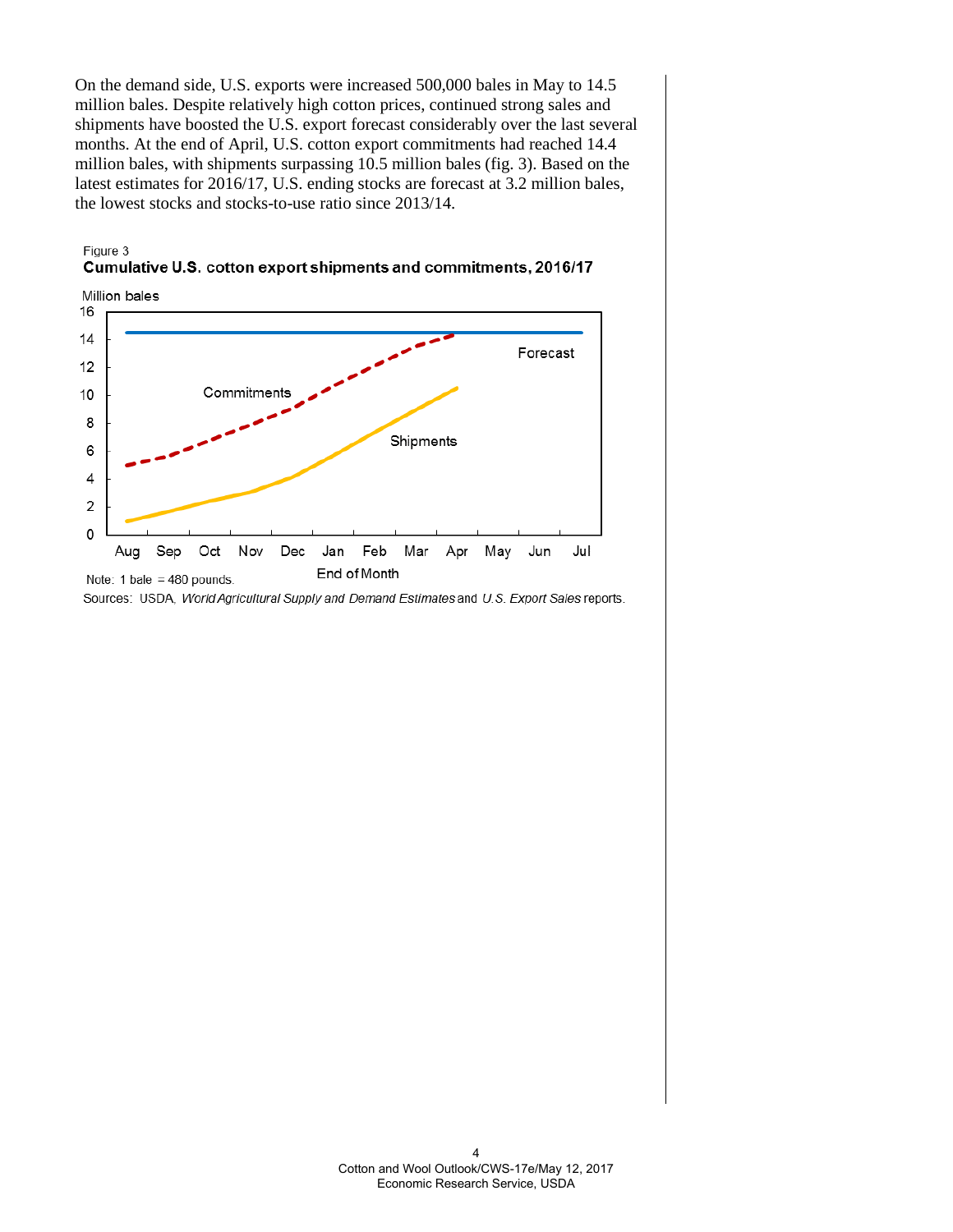On the demand side, U.S. exports were increased 500,000 bales in May to 14.5 million bales. Despite relatively high cotton prices, continued strong sales and shipments have boosted the U.S. export forecast considerably over the last several months. At the end of April, U.S. cotton export commitments had reached 14.4 million bales, with shipments surpassing 10.5 million bales (fig. 3). Based on the latest estimates for 2016/17, U.S. ending stocks are forecast at 3.2 million bales, the lowest stocks and stocks-to-use ratio since 2013/14.

Figure 3

**Cumulative U.S. cotton export shipments and commitments, 2016/17**

Note: 1 bale = 480 pounds.

Sources: USDA, *World Agricultural Supply and Demand Estimates* and *U.S. Export Sales* reports.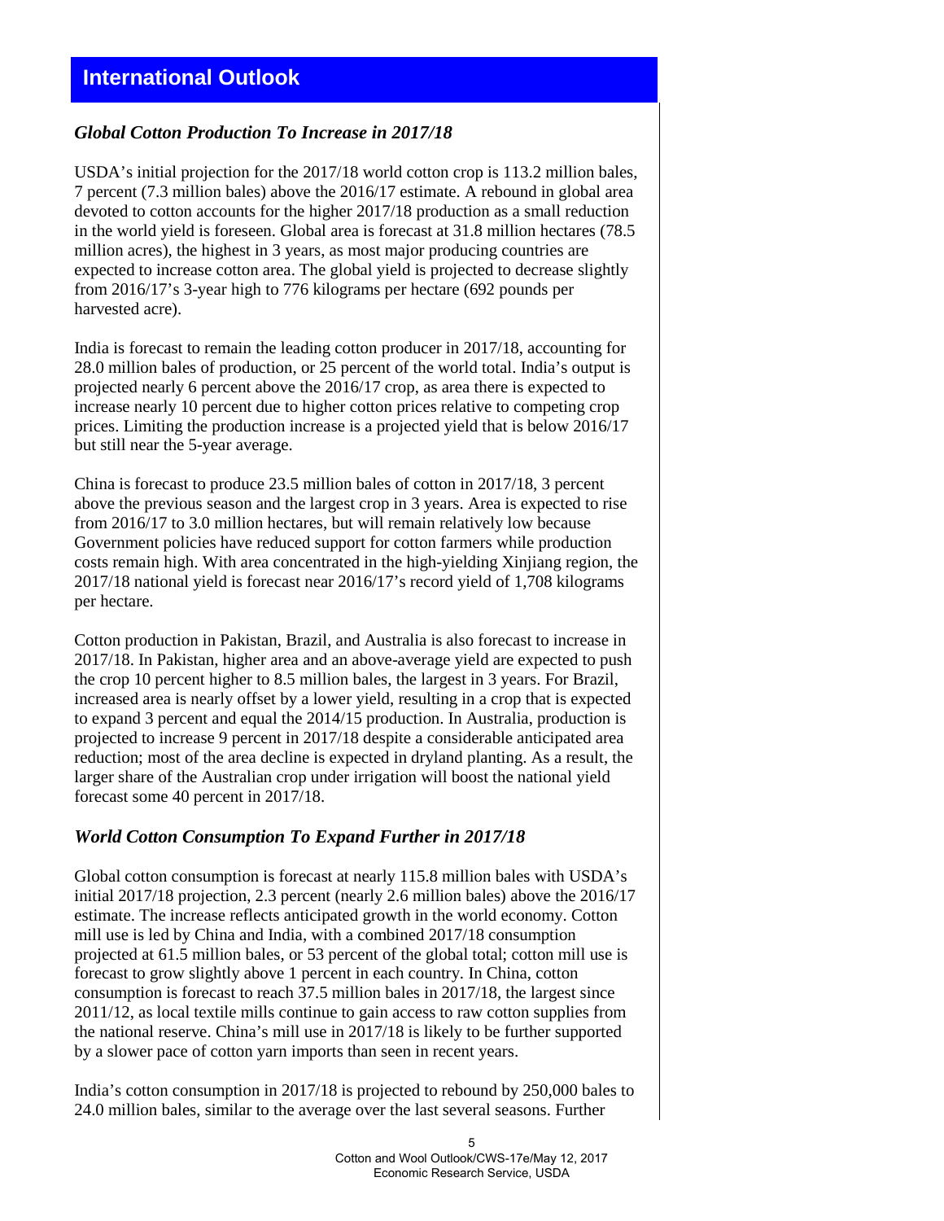# International Outlook

## *Global Cotton Production To Increase in 2017/18*

USDA's initial projection for the 2017/18 world cotton crop is 113.2 million bales, 7 percent (7.3 million bales) above the 2016/17 estimate. A rebound in global area devoted to cotton accounts for the higher 2017/18 production as a small reduction in the world yield is foreseen. Global area is forecast at 31.8 million hectares (78.5 million acres), the highest in 3 years, as most major producing countries are expected to increase cotton area. The global yield is projected to decrease slightly from 2016/17's 3-year high to 776 kilograms per hectare (692 pounds per harvested acre).

India is forecast to remain the leading cotton producer in 2017/18, accounting for 28.0 million bales of production, or 25 percent of the world total. India's output is projected nearly 6 percent above the 2016/17 crop, as area there is expected to increase nearly 10 percent due to higher cotton prices relative to competing crop prices. Limiting the production increase is a projected yield that is below 2016/17 but still near the 5-year average.

China is forecast to produce 23.5 million bales of cotton in 2017/18, 3 percent above the previous season and the largest crop in 3 years. Area is expected to rise from 2016/17 to 3.0 million hectares, but will remain relatively low because Government policies have reduced support for cotton farmers while production costs remain high. With area concentrated in the high-yielding Xinjiang region, the 2017/18 national yield is forecast near 2016/17's record yield of 1,708 kilograms per hectare.

Cotton production in Pakistan, Brazil, and Australia is also forecast to increase in 2017/18. In Pakistan, higher area and an above-average yield are expected to push the crop 10 percent higher to 8.5 million bales, the largest in 3 years. For Brazil, increased area is nearly offset by a lower yield, resulting in a crop that is expected to expand 3 percent and equal the 2014/15 production. In Australia, production is projected to increase 9 percent in 2017/18 despite a considerable anticipated area reduction; most of the area decline is expected in dryland planting. As a result, the larger share of the Australian crop under irrigation will boost the national yield forecast some 40 percent in 2017/18.

## *World Cotton Consumption To Expand Further in 2017/18*

Global cotton consumption is forecast at nearly 115.8 million bales with USDA's initial 2017/18 projection, 2.3 percent (nearly 2.6 million bales) above the 2016/17 estimate. The increase reflects anticipated growth in the world economy. Cotton mill use is led by China and India, with a combined 2017/18 consumption projected at 61.5 million bales, or 53 percent of the global total; cotton mill use is forecast to grow slightly above 1 percent in each country. In China, cotton consumption is forecast to reach 37.5 million bales in 2017/18, the largest since 2011/12, as local textile mills continue to gain access to raw cotton supplies from the national reserve. China's mill use in 2017/18 is likely to be further supported by a slower pace of cotton yarn imports than seen in recent years.

India's cotton consumption in 2017/18 is projected to rebound by 250,000 bales to 24.0 million bales, similar to the average over the last several seasons. Further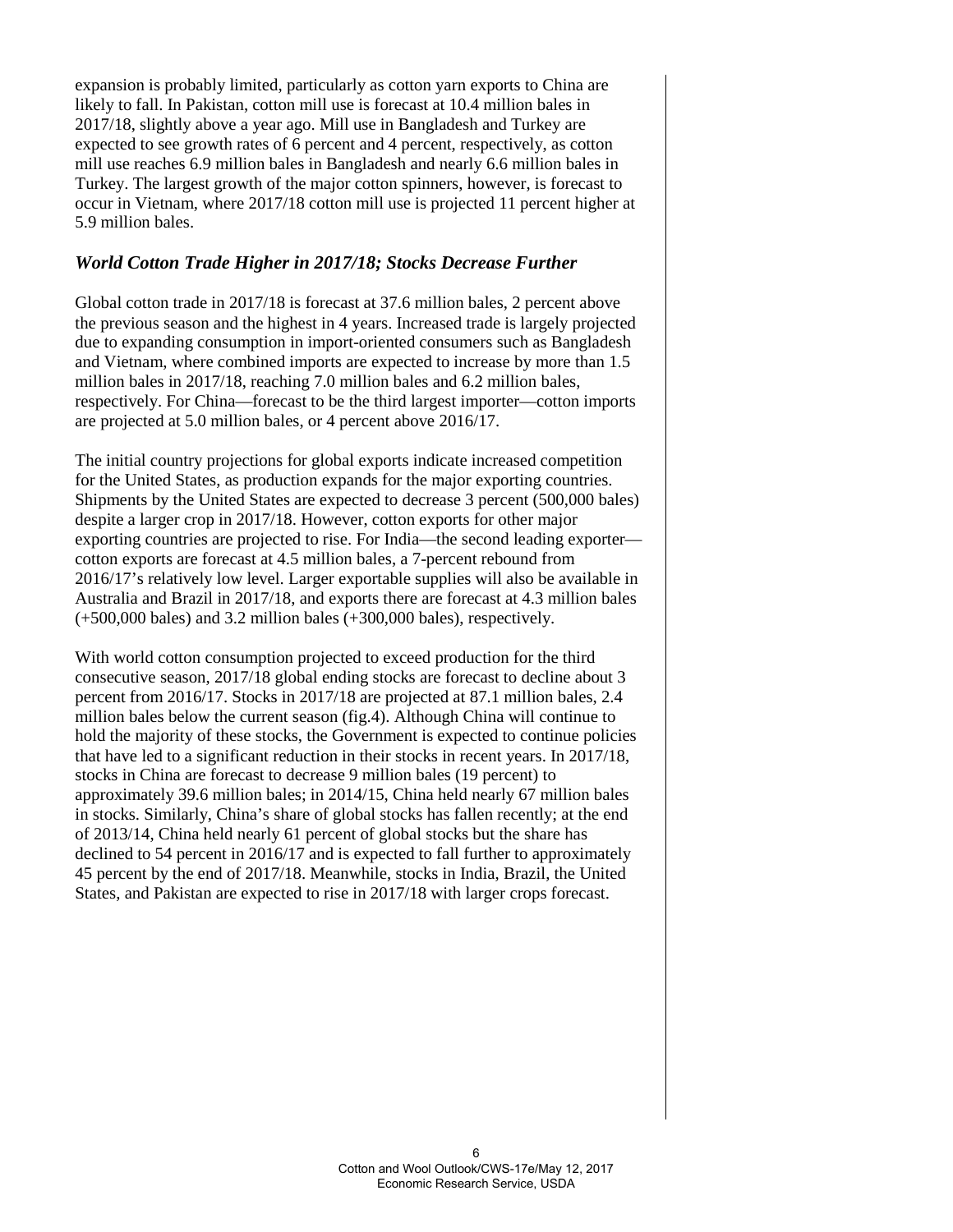expansion is probably limited, particularly as cotton yarn exports to China are likely to fall. In Pakistan, cotton mill use is forecast at 10.4 million bales in 2017/18, slightly above a year ago. Mill use in Bangladesh and Turkey are expected to see growth rates of 6 percent and 4 percent, respectively, as cotton mill use reaches 6.9 million bales in Bangladesh and nearly 6.6 million bales in Turkey. The largest growth of the major cotton spinners, however, is forecast to occur in Vietnam, where 2017/18 cotton mill use is projected 11 percent higher at 5.9 million bales.

### *World Cotton Trade Higher in 2017/18; Stocks Decrease Further*

Global cotton trade in 2017/18 is forecast at 37.6 million bales, 2 percent above the previous season and the highest in 4 years. Increased trade is largely projected due to expanding consumption in import-oriented consumers such as Bangladesh and Vietnam, where combined imports are expected to increase by more than 1.5 million bales in 2017/18, reaching 7.0 million bales and 6.2 million bales, respectively. For China—forecast to be the third largest importer—cotton imports are projected at 5.0 million bales, or 4 percent above 2016/17.

The initial country projections for global exports indicate increased competition for the United States, as production expands for the major exporting countries. Shipments by the United States are expected to decrease 3 percent (500,000 bales) despite a larger crop in 2017/18. However, cotton exports for other major exporting countries are projected to rise. For India—the second leading exporter—cotton exports are forecast at 4.5 million bales, a 7-percent rebound from 2016/17's relatively low level. Larger exportable supplies will also be available in Australia and Brazil in 2017/18, and exports there are forecast at 4.3 million bales (+500,000 bales) and 3.2 million bales (+300,000 bales), respectively.

With world cotton consumption projected to exceed production for the third consecutive season, 2017/18 global ending stocks are forecast to decline about 3 percent from 2016/17. Stocks in 2017/18 are projected at 87.1 million bales, 2.4 million bales below the current season (fig.4). Although China will continue to hold the majority of these stocks, the Government is expected to continue policies that have led to a significant reduction in their stocks in recent years. In 2017/18, stocks in China are forecast to decrease 9 million bales (19 percent) to approximately 39.6 million bales; in 2014/15, China held nearly 67 million bales in stocks. Similarly, China's share of global stocks has fallen recently; at the end of 2013/14, China held nearly 61 percent of global stocks but the share has declined to 54 percent in 2016/17 and is expected to fall further to approximately 45 percent by the end of 2017/18. Meanwhile, stocks in India, Brazil, the United States, and Pakistan are expected to rise in 2017/18 with larger crops forecast.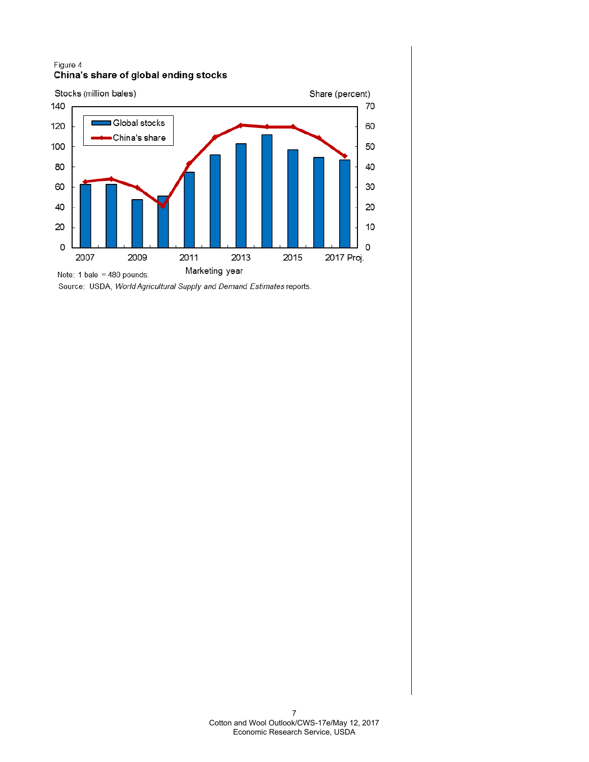Figure 4

**China's share of global ending stocks**

Note: 1 bale = 480 pounds.

Source: USDA, *World Agricultural Supply and Demand Estimates* reports.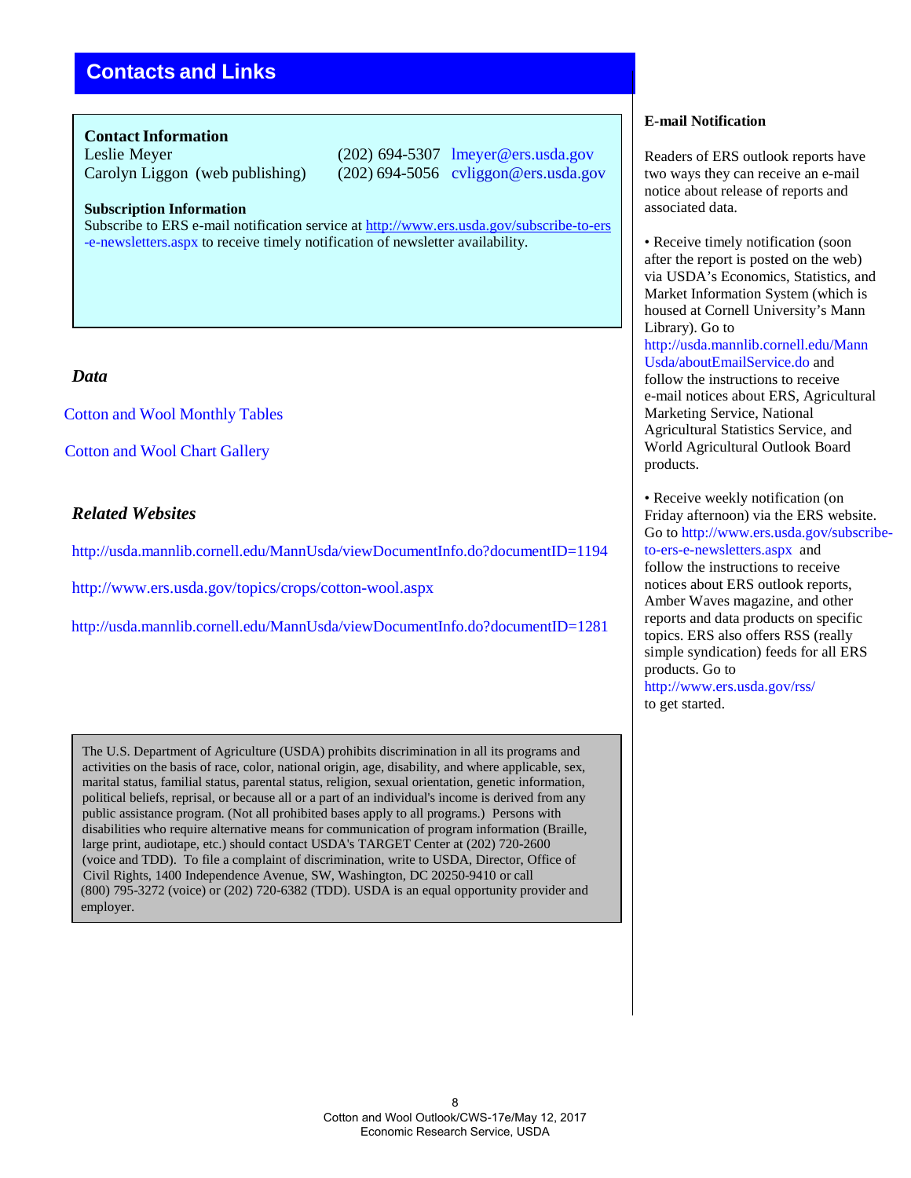# Contacts and Links

**Contact Information**

Leslie Meyer (202) 694-5307 lmeyer@ers.usda.gov

Carolyn Liggon (web publishing) (202) 694-5056 cvliggon@ers.usda.gov

**Subscription Information**

Subscribe to ERS e-mail notification service at http://www.ers.usda.gov/subscribe-to-ers-e-newsletters.aspx to receive timely notification of newsletter availability.

### *Data*

Cotton and Wool Monthly Tables

Cotton and Wool Chart Gallery

### *Related Websites*

http://usda.mannlib.cornell.edu/MannUsda/viewDocumentInfo.do?documentID=1194

http://www.ers.usda.gov/topics/crops/cotton-wool.aspx

http://usda.mannlib.cornell.edu/MannUsda/viewDocumentInfo.do?documentID=1281

The U.S. Department of Agriculture (USDA) prohibits discrimination in all its programs and activities on the basis of race, color, national origin, age, disability, and where applicable, sex, marital status, familial status, parental status, religion, sexual orientation, genetic information, political beliefs, reprisal, or because all or a part of an individual's income is derived from any public assistance program. (Not all prohibited bases apply to all programs.) Persons with disabilities who require alternative means for communication of program information (Braille, large print, audiotape, etc.) should contact USDA's TARGET Center at (202) 720-2600 (voice and TDD). To file a complaint of discrimination, write to USDA, Director, Office of Civil Rights, 1400 Independence Avenue, SW, Washington, DC 20250-9410 or call (800) 795-3272 (voice) or (202) 720-6382 (TDD). USDA is an equal opportunity provider and employer.

**E-mail Notification**

Readers of ERS outlook reports have two ways they can receive an e-mail notice about release of reports and associated data.

- Receive timely notification (soon after the report is posted on the web) via USDA's Economics, Statistics, and Market Information System (which is housed at Cornell University's Mann Library). Go to http://usda.mannlib.cornell.edu/MannUsda/aboutEmailService.do and follow the instructions to receive e-mail notices about ERS, Agricultural Marketing Service, National Agricultural Statistics Service, and World Agricultural Outlook Board products.

- Receive weekly notification (on Friday afternoon) via the ERS website. Go to http://www.ers.usda.gov/subscribe-to-ers-e-newsletters.aspx and follow the instructions to receive notices about ERS outlook reports, Amber Waves magazine, and other reports and data products on specific topics. ERS also offers RSS (really simple syndication) feeds for all ERS products. Go to http://www.ers.usda.gov/rss/ to get started.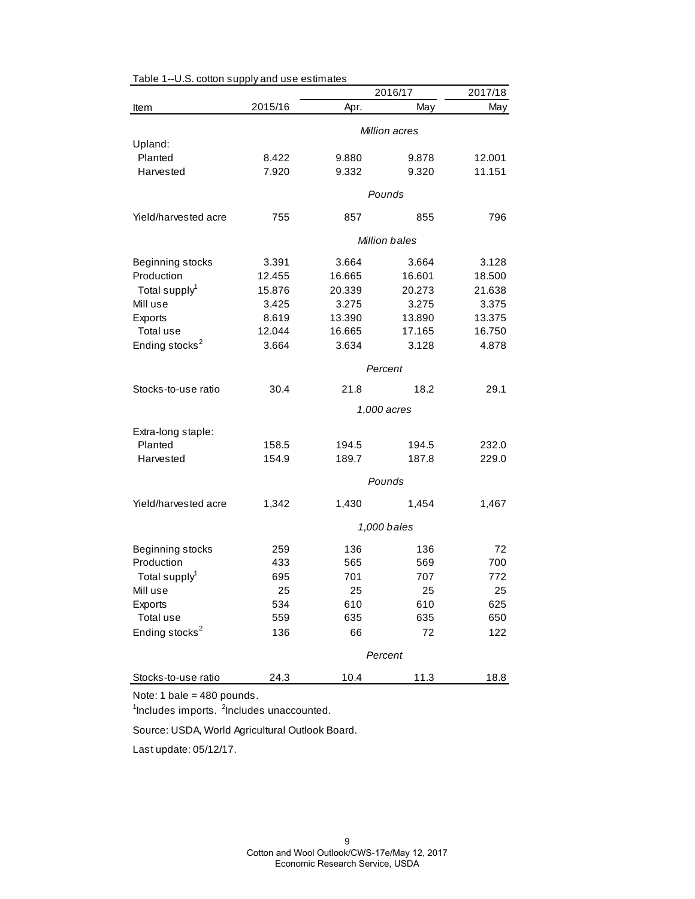Table 1--U.S. cotton supply and use estimates

| Item | 2015/16 | 2016/17 Apr. | 2016/17 May | 2017/18 May |
|---|---|---|---|---|
| | | *Million acres* | | |
| Upland: | | | | |
| Planted | 8.422 | 9.880 | 9.878 | 12.001 |
| Harvested | 7.920 | 9.332 | 9.320 | 11.151 |
| | | *Pounds* | | |
| Yield/harvested acre | 755 | 857 | 855 | 796 |
| | | *Million bales* | | |
| Beginning stocks | 3.391 | 3.664 | 3.664 | 3.128 |
| Production | 12.455 | 16.665 | 16.601 | 18.500 |
| Total supply[1] | 15.876 | 20.339 | 20.273 | 21.638 |
| Mill use | 3.425 | 3.275 | 3.275 | 3.375 |
| Exports | 8.619 | 13.390 | 13.890 | 13.375 |
| Total use | 12.044 | 16.665 | 17.165 | 16.750 |
| Ending stocks[2] | 3.664 | 3.634 | 3.128 | 4.878 |
| | | *Percent* | | |
| Stocks-to-use ratio | 30.4 | 21.8 | 18.2 | 29.1 |
| | | *1,000 acres* | | |
| Extra-long staple: | | | | |
| Planted | 158.5 | 194.5 | 194.5 | 232.0 |
| Harvested | 154.9 | 189.7 | 187.8 | 229.0 |
| | | *Pounds* | | |
| Yield/harvested acre | 1,342 | 1,430 | 1,454 | 1,467 |
| | | *1,000 bales* | | |
| Beginning stocks | 259 | 136 | 136 | 72 |
| Production | 433 | 565 | 569 | 700 |
| Total supply[1] | 695 | 701 | 707 | 772 |
| Mill use | 25 | 25 | 25 | 25 |
| Exports | 534 | 610 | 610 | 625 |
| Total use | 559 | 635 | 635 | 650 |
| Ending stocks[2] | 136 | 66 | 72 | 122 |
| | | *Percent* | | |
| Stocks-to-use ratio | 24.3 | 10.4 | 11.3 | 18.8 |

Note: 1 bale = 480 pounds.

[1]Includes imports. [2]Includes unaccounted.

Source: USDA, World Agricultural Outlook Board.

Last update: 05/12/17.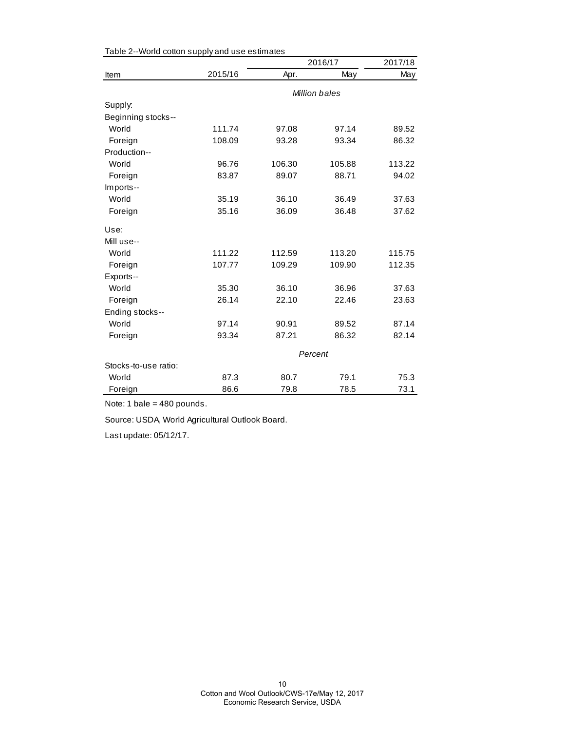Table 2--World cotton supply and use estimates

| Item | 2015/16 | 2016/17 Apr. | 2016/17 May | 2017/18 May |
|---|---|---|---|---|
| | | *Million bales* | | |
| Supply: | | | | |
| Beginning stocks-- | | | | |
| World | 111.74 | 97.08 | 97.14 | 89.52 |
| Foreign | 108.09 | 93.28 | 93.34 | 86.32 |
| Production-- | | | | |
| World | 96.76 | 106.30 | 105.88 | 113.22 |
| Foreign | 83.87 | 89.07 | 88.71 | 94.02 |
| Imports-- | | | | |
| World | 35.19 | 36.10 | 36.49 | 37.63 |
| Foreign | 35.16 | 36.09 | 36.48 | 37.62 |
| Use: | | | | |
| Mill use-- | | | | |
| World | 111.22 | 112.59 | 113.20 | 115.75 |
| Foreign | 107.77 | 109.29 | 109.90 | 112.35 |
| Exports-- | | | | |
| World | 35.30 | 36.10 | 36.96 | 37.63 |
| Foreign | 26.14 | 22.10 | 22.46 | 23.63 |
| Ending stocks-- | | | | |
| World | 97.14 | 90.91 | 89.52 | 87.14 |
| Foreign | 93.34 | 87.21 | 86.32 | 82.14 |
| | | *Percent* | | |
| Stocks-to-use ratio: | | | | |
| World | 87.3 | 80.7 | 79.1 | 75.3 |
| Foreign | 86.6 | 79.8 | 78.5 | 73.1 |

Note: 1 bale = 480 pounds.

Source: USDA, World Agricultural Outlook Board.

Last update: 05/12/17.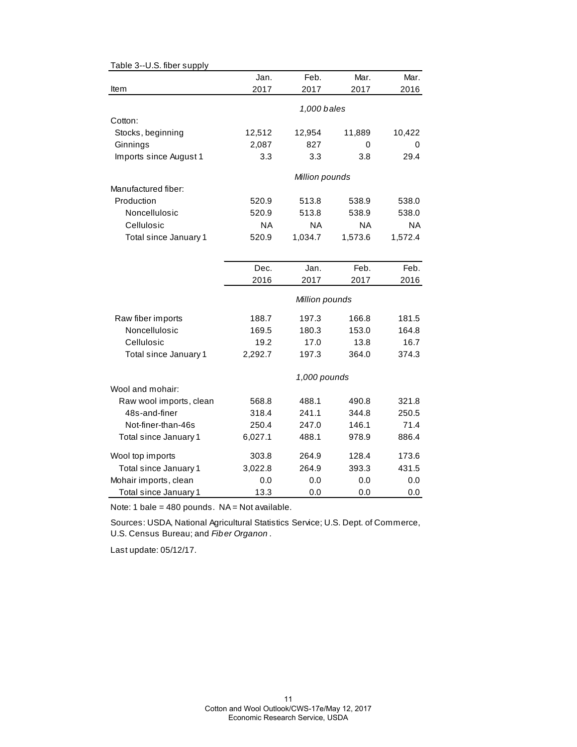Table 3--U.S. fiber supply

| Item | Jan. 2017 | Feb. 2017 | Mar. 2017 | Mar. 2016 |
|---|---|---|---|---|
| | *1,000 bales* | | | |
| Cotton: | | | | |
| Stocks, beginning | 12,512 | 12,954 | 11,889 | 10,422 |
| Ginnings | 2,087 | 827 | 0 | 0 |
| Imports since August 1 | 3.3 | 3.3 | 3.8 | 29.4 |
| | *Million pounds* | | | |
| Manufactured fiber: | | | | |
| Production | 520.9 | 513.8 | 538.9 | 538.0 |
| Noncellulosic | 520.9 | 513.8 | 538.9 | 538.0 |
| Cellulosic | NA | NA | NA | NA |
| Total since January 1 | 520.9 | 1,034.7 | 1,573.6 | 1,572.4 |

| Item | Dec. 2016 | Jan. 2017 | Feb. 2017 | Feb. 2016 |
|---|---|---|---|---|
| | *Million pounds* | | | |
| Raw fiber imports | 188.7 | 197.3 | 166.8 | 181.5 |
| Noncellulosic | 169.5 | 180.3 | 153.0 | 164.8 |
| Cellulosic | 19.2 | 17.0 | 13.8 | 16.7 |
| Total since January 1 | 2,292.7 | 197.3 | 364.0 | 374.3 |
| | *1,000 pounds* | | | |
| Wool and mohair: | | | | |
| Raw wool imports, clean | 568.8 | 488.1 | 490.8 | 321.8 |
| 48s-and-finer | 318.4 | 241.1 | 344.8 | 250.5 |
| Not-finer-than-46s | 250.4 | 247.0 | 146.1 | 71.4 |
| Total since January 1 | 6,027.1 | 488.1 | 978.9 | 886.4 |
| Wool top imports | 303.8 | 264.9 | 128.4 | 173.6 |
| Total since January 1 | 3,022.8 | 264.9 | 393.3 | 431.5 |
| Mohair imports, clean | 0.0 | 0.0 | 0.0 | 0.0 |
| Total since January 1 | 13.3 | 0.0 | 0.0 | 0.0 |

Note: 1 bale = 480 pounds. NA = Not available.

Sources: USDA, National Agricultural Statistics Service; U.S. Dept. of Commerce, U.S. Census Bureau; and *Fiber Organon*.

Last update: 05/12/17.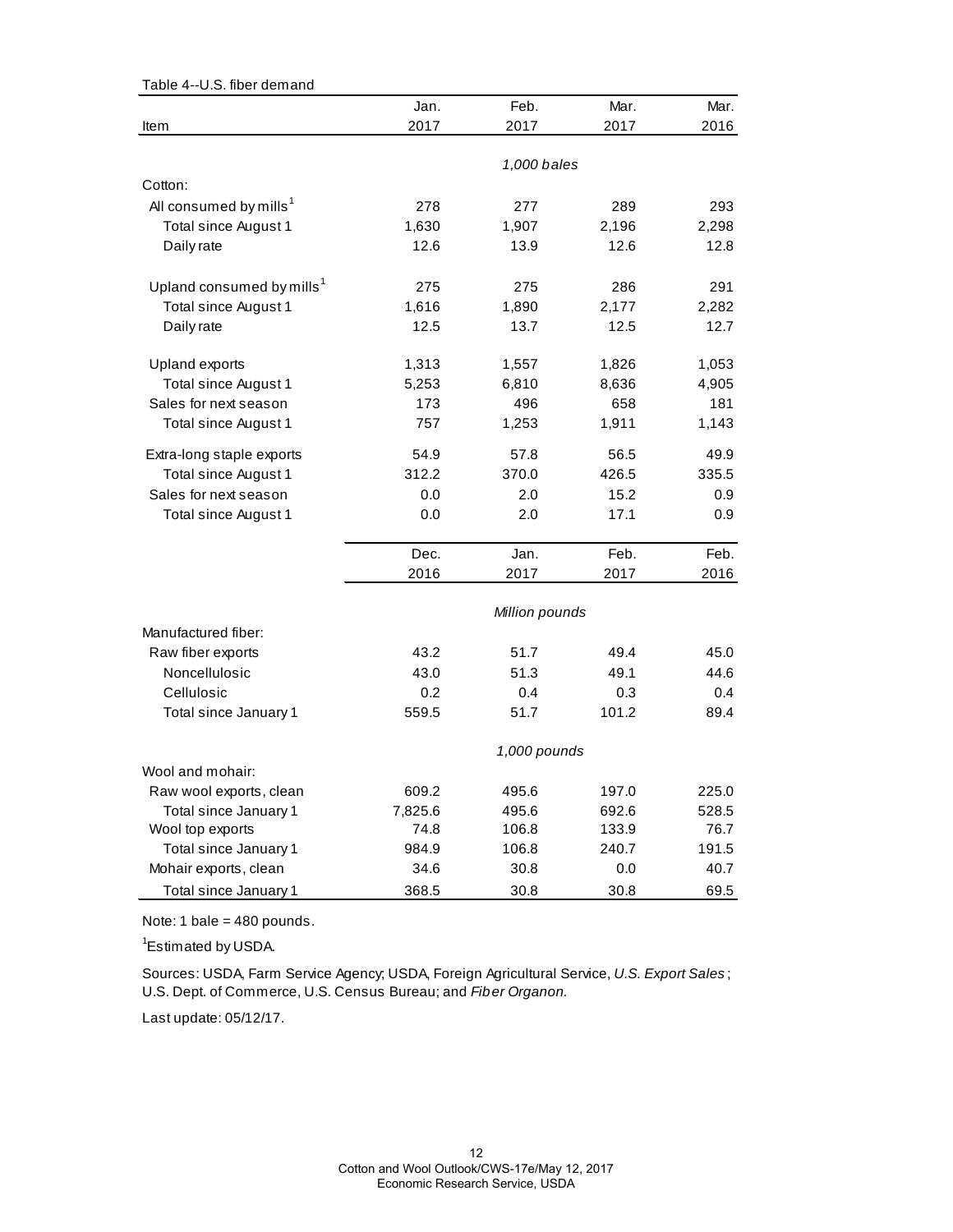Table 4--U.S. fiber demand

| Item | Jan. 2017 | Feb. 2017 | Mar. 2017 | Mar. 2016 |
|---|---|---|---|---|
| | | *1,000 bales* | | |
| Cotton: | | | | |
| All consumed by mills[1] | 278 | 277 | 289 | 293 |
| Total since August 1 | 1,630 | 1,907 | 2,196 | 2,298 |
| Daily rate | 12.6 | 13.9 | 12.6 | 12.8 |
| Upland consumed by mills[1] | 275 | 275 | 286 | 291 |
| Total since August 1 | 1,616 | 1,890 | 2,177 | 2,282 |
| Daily rate | 12.5 | 13.7 | 12.5 | 12.7 |
| Upland exports | 1,313 | 1,557 | 1,826 | 1,053 |
| Total since August 1 | 5,253 | 6,810 | 8,636 | 4,905 |
| Sales for next season | 173 | 496 | 658 | 181 |
| Total since August 1 | 757 | 1,253 | 1,911 | 1,143 |
| Extra-long staple exports | 54.9 | 57.8 | 56.5 | 49.9 |
| Total since August 1 | 312.2 | 370.0 | 426.5 | 335.5 |
| Sales for next season | 0.0 | 2.0 | 15.2 | 0.9 |
| Total since August 1 | 0.0 | 2.0 | 17.1 | 0.9 |
| | **Dec. 2016** | **Jan. 2017** | **Feb. 2017** | **Feb. 2016** |
| | | *Million pounds* | | |
| Manufactured fiber: | | | | |
| Raw fiber exports | 43.2 | 51.7 | 49.4 | 45.0 |
| Noncellulosic | 43.0 | 51.3 | 49.1 | 44.6 |
| Cellulosic | 0.2 | 0.4 | 0.3 | 0.4 |
| Total since January 1 | 559.5 | 51.7 | 101.2 | 89.4 |
| | | *1,000 pounds* | | |
| Wool and mohair: | | | | |
| Raw wool exports, clean | 609.2 | 495.6 | 197.0 | 225.0 |
| Total since January 1 | 7,825.6 | 495.6 | 692.6 | 528.5 |
| Wool top exports | 74.8 | 106.8 | 133.9 | 76.7 |
| Total since January 1 | 984.9 | 106.8 | 240.7 | 191.5 |
| Mohair exports, clean | 34.6 | 30.8 | 0.0 | 40.7 |
| Total since January 1 | 368.5 | 30.8 | 30.8 | 69.5 |

Note: 1 bale = 480 pounds.

[1]Estimated by USDA.

Sources: USDA, Farm Service Agency; USDA, Foreign Agricultural Service, *U.S. Export Sales*; U.S. Dept. of Commerce, U.S. Census Bureau; and *Fiber Organon.*

Last update: 05/12/17.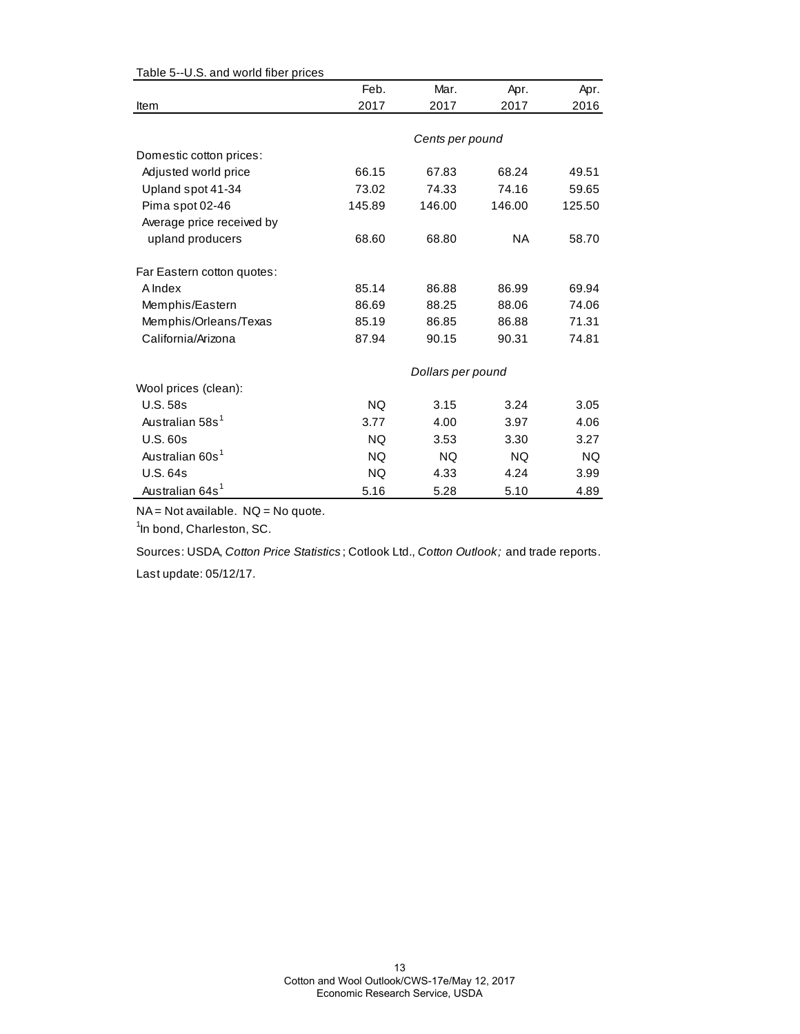Table 5--U.S. and world fiber prices

| Item | Feb. 2017 | Mar. 2017 | Apr. 2017 | Apr. 2016 |
|---|---|---|---|---|
| | *Cents per pound* | | | |
| Domestic cotton prices: | | | | |
| Adjusted world price | 66.15 | 67.83 | 68.24 | 49.51 |
| Upland spot 41-34 | 73.02 | 74.33 | 74.16 | 59.65 |
| Pima spot 02-46 | 145.89 | 146.00 | 146.00 | 125.50 |
| Average price received by upland producers | 68.60 | 68.80 | NA | 58.70 |
| Far Eastern cotton quotes: | | | | |
| A Index | 85.14 | 86.88 | 86.99 | 69.94 |
| Memphis/Eastern | 86.69 | 88.25 | 88.06 | 74.06 |
| Memphis/Orleans/Texas | 85.19 | 86.85 | 86.88 | 71.31 |
| California/Arizona | 87.94 | 90.15 | 90.31 | 74.81 |
| | *Dollars per pound* | | | |
| Wool prices (clean): | | | | |
| U.S. 58s | NQ | 3.15 | 3.24 | 3.05 |
| Australian 58s[1] | 3.77 | 4.00 | 3.97 | 4.06 |
| U.S. 60s | NQ | 3.53 | 3.30 | 3.27 |
| Australian 60s[1] | NQ | NQ | NQ | NQ |
| U.S. 64s | NQ | 4.33 | 4.24 | 3.99 |
| Australian 64s[1] | 5.16 | 5.28 | 5.10 | 4.89 |

NA = Not available. NQ = No quote.

[1]In bond, Charleston, SC.

Sources: USDA, *Cotton Price Statistics*; Cotlook Ltd., *Cotton Outlook;* and trade reports.

Last update: 05/12/17.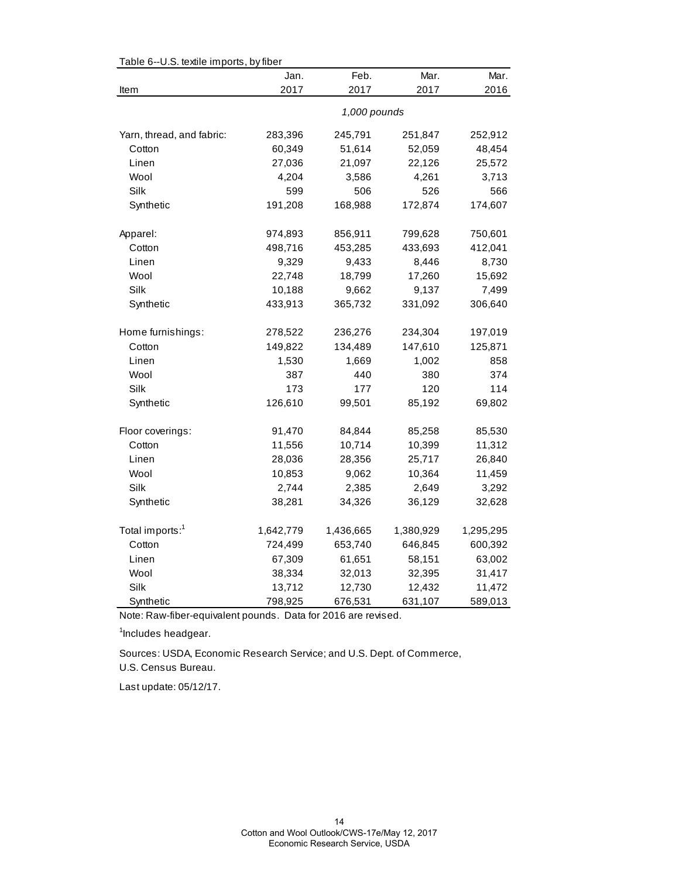Table 6--U.S. textile imports, by fiber

| Item | Jan. 2017 | Feb. 2017 | Mar. 2017 | Mar. 2016 |
|---|---|---|---|---|
| | *1,000 pounds* | | | |
| Yarn, thread, and fabric: | 283,396 | 245,791 | 251,847 | 252,912 |
| Cotton | 60,349 | 51,614 | 52,059 | 48,454 |
| Linen | 27,036 | 21,097 | 22,126 | 25,572 |
| Wool | 4,204 | 3,586 | 4,261 | 3,713 |
| Silk | 599 | 506 | 526 | 566 |
| Synthetic | 191,208 | 168,988 | 172,874 | 174,607 |
| Apparel: | 974,893 | 856,911 | 799,628 | 750,601 |
| Cotton | 498,716 | 453,285 | 433,693 | 412,041 |
| Linen | 9,329 | 9,433 | 8,446 | 8,730 |
| Wool | 22,748 | 18,799 | 17,260 | 15,692 |
| Silk | 10,188 | 9,662 | 9,137 | 7,499 |
| Synthetic | 433,913 | 365,732 | 331,092 | 306,640 |
| Home furnishings: | 278,522 | 236,276 | 234,304 | 197,019 |
| Cotton | 149,822 | 134,489 | 147,610 | 125,871 |
| Linen | 1,530 | 1,669 | 1,002 | 858 |
| Wool | 387 | 440 | 380 | 374 |
| Silk | 173 | 177 | 120 | 114 |
| Synthetic | 126,610 | 99,501 | 85,192 | 69,802 |
| Floor coverings: | 91,470 | 84,844 | 85,258 | 85,530 |
| Cotton | 11,556 | 10,714 | 10,399 | 11,312 |
| Linen | 28,036 | 28,356 | 25,717 | 26,840 |
| Wool | 10,853 | 9,062 | 10,364 | 11,459 |
| Silk | 2,744 | 2,385 | 2,649 | 3,292 |
| Synthetic | 38,281 | 34,326 | 36,129 | 32,628 |
| Total imports:[1] | 1,642,779 | 1,436,665 | 1,380,929 | 1,295,295 |
| Cotton | 724,499 | 653,740 | 646,845 | 600,392 |
| Linen | 67,309 | 61,651 | 58,151 | 63,002 |
| Wool | 38,334 | 32,013 | 32,395 | 31,417 |
| Silk | 13,712 | 12,730 | 12,432 | 11,472 |
| Synthetic | 798,925 | 676,531 | 631,107 | 589,013 |

Note: Raw-fiber-equivalent pounds. Data for 2016 are revised.

[1]Includes headgear.

Sources: USDA, Economic Research Service; and U.S. Dept. of Commerce, U.S. Census Bureau.

Last update: 05/12/17.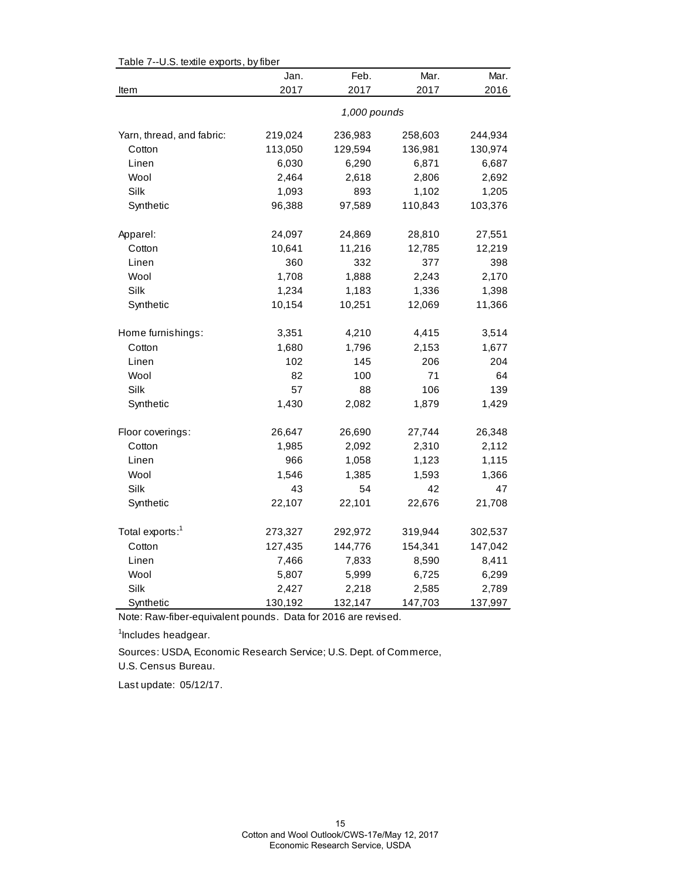Table 7--U.S. textile exports, by fiber

| Item | Jan. 2017 | Feb. 2017 | Mar. 2017 | Mar. 2016 |
|---|---|---|---|---|
| | | *1,000 pounds* | | |
| Yarn, thread, and fabric: | 219,024 | 236,983 | 258,603 | 244,934 |
| Cotton | 113,050 | 129,594 | 136,981 | 130,974 |
| Linen | 6,030 | 6,290 | 6,871 | 6,687 |
| Wool | 2,464 | 2,618 | 2,806 | 2,692 |
| Silk | 1,093 | 893 | 1,102 | 1,205 |
| Synthetic | 96,388 | 97,589 | 110,843 | 103,376 |
| Apparel: | 24,097 | 24,869 | 28,810 | 27,551 |
| Cotton | 10,641 | 11,216 | 12,785 | 12,219 |
| Linen | 360 | 332 | 377 | 398 |
| Wool | 1,708 | 1,888 | 2,243 | 2,170 |
| Silk | 1,234 | 1,183 | 1,336 | 1,398 |
| Synthetic | 10,154 | 10,251 | 12,069 | 11,366 |
| Home furnishings: | 3,351 | 4,210 | 4,415 | 3,514 |
| Cotton | 1,680 | 1,796 | 2,153 | 1,677 |
| Linen | 102 | 145 | 206 | 204 |
| Wool | 82 | 100 | 71 | 64 |
| Silk | 57 | 88 | 106 | 139 |
| Synthetic | 1,430 | 2,082 | 1,879 | 1,429 |
| Floor coverings: | 26,647 | 26,690 | 27,744 | 26,348 |
| Cotton | 1,985 | 2,092 | 2,310 | 2,112 |
| Linen | 966 | 1,058 | 1,123 | 1,115 |
| Wool | 1,546 | 1,385 | 1,593 | 1,366 |
| Silk | 43 | 54 | 42 | 47 |
| Synthetic | 22,107 | 22,101 | 22,676 | 21,708 |
| Total exports:[1] | 273,327 | 292,972 | 319,944 | 302,537 |
| Cotton | 127,435 | 144,776 | 154,341 | 147,042 |
| Linen | 7,466 | 7,833 | 8,590 | 8,411 |
| Wool | 5,807 | 5,999 | 6,725 | 6,299 |
| Silk | 2,427 | 2,218 | 2,585 | 2,789 |
| Synthetic | 130,192 | 132,147 | 147,703 | 137,997 |

Note: Raw-fiber-equivalent pounds. Data for 2016 are revised.

[1]Includes headgear.

Sources: USDA, Economic Research Service; U.S. Dept. of Commerce, U.S. Census Bureau.

Last update: 05/12/17.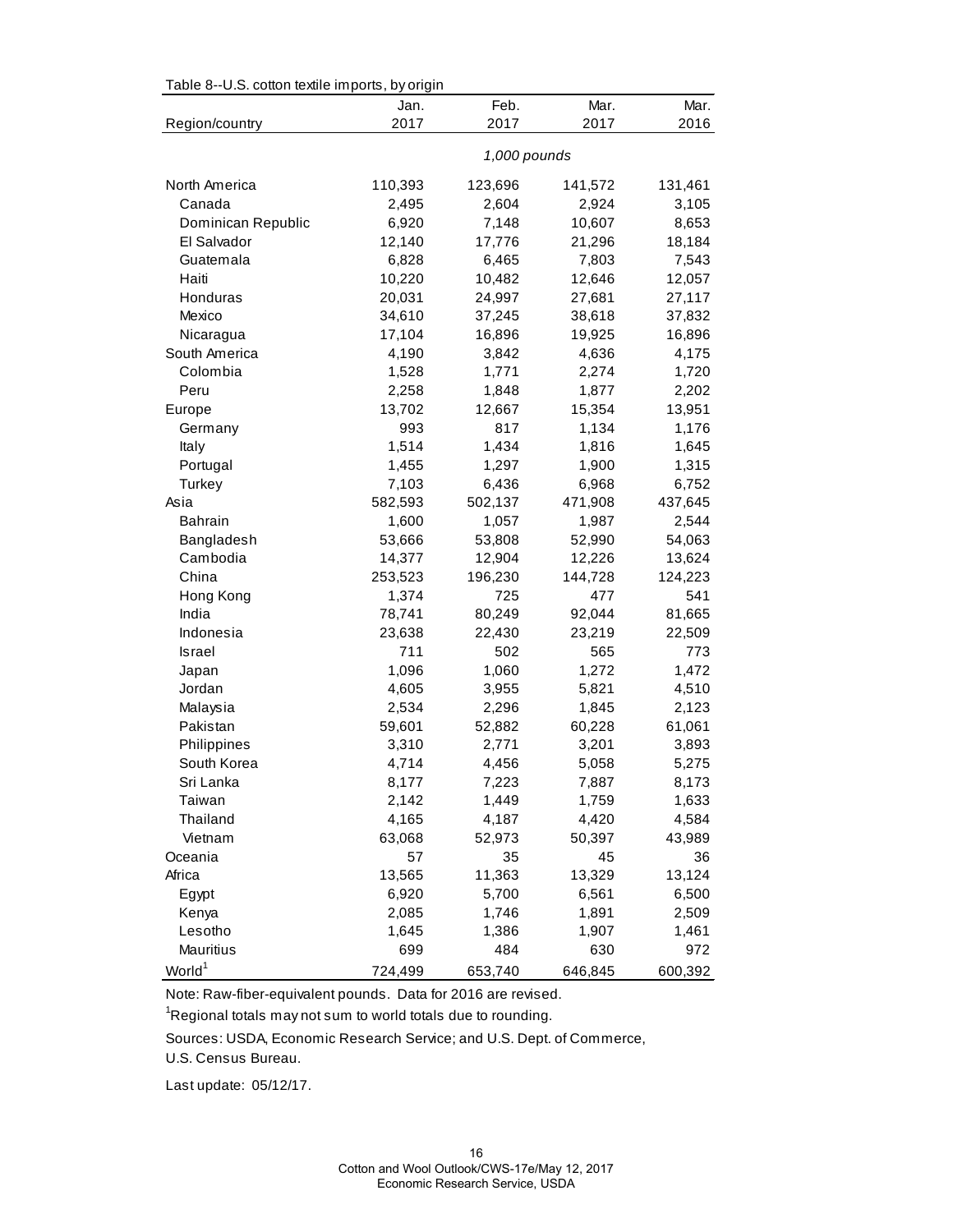Table 8--U.S. cotton textile imports, by origin

| Region/country | Jan. 2017 | Feb. 2017 | Mar. 2017 | Mar. 2016 |
|---|---|---|---|---|
| | *1,000 pounds* | | | |
| North America | 110,393 | 123,696 | 141,572 | 131,461 |
| Canada | 2,495 | 2,604 | 2,924 | 3,105 |
| Dominican Republic | 6,920 | 7,148 | 10,607 | 8,653 |
| El Salvador | 12,140 | 17,776 | 21,296 | 18,184 |
| Guatemala | 6,828 | 6,465 | 7,803 | 7,543 |
| Haiti | 10,220 | 10,482 | 12,646 | 12,057 |
| Honduras | 20,031 | 24,997 | 27,681 | 27,117 |
| Mexico | 34,610 | 37,245 | 38,618 | 37,832 |
| Nicaragua | 17,104 | 16,896 | 19,925 | 16,896 |
| South America | 4,190 | 3,842 | 4,636 | 4,175 |
| Colombia | 1,528 | 1,771 | 2,274 | 1,720 |
| Peru | 2,258 | 1,848 | 1,877 | 2,202 |
| Europe | 13,702 | 12,667 | 15,354 | 13,951 |
| Germany | 993 | 817 | 1,134 | 1,176 |
| Italy | 1,514 | 1,434 | 1,816 | 1,645 |
| Portugal | 1,455 | 1,297 | 1,900 | 1,315 |
| Turkey | 7,103 | 6,436 | 6,968 | 6,752 |
| Asia | 582,593 | 502,137 | 471,908 | 437,645 |
| Bahrain | 1,600 | 1,057 | 1,987 | 2,544 |
| Bangladesh | 53,666 | 53,808 | 52,990 | 54,063 |
| Cambodia | 14,377 | 12,904 | 12,226 | 13,624 |
| China | 253,523 | 196,230 | 144,728 | 124,223 |
| Hong Kong | 1,374 | 725 | 477 | 541 |
| India | 78,741 | 80,249 | 92,044 | 81,665 |
| Indonesia | 23,638 | 22,430 | 23,219 | 22,509 |
| Israel | 711 | 502 | 565 | 773 |
| Japan | 1,096 | 1,060 | 1,272 | 1,472 |
| Jordan | 4,605 | 3,955 | 5,821 | 4,510 |
| Malaysia | 2,534 | 2,296 | 1,845 | 2,123 |
| Pakistan | 59,601 | 52,882 | 60,228 | 61,061 |
| Philippines | 3,310 | 2,771 | 3,201 | 3,893 |
| South Korea | 4,714 | 4,456 | 5,058 | 5,275 |
| Sri Lanka | 8,177 | 7,223 | 7,887 | 8,173 |
| Taiwan | 2,142 | 1,449 | 1,759 | 1,633 |
| Thailand | 4,165 | 4,187 | 4,420 | 4,584 |
| Vietnam | 63,068 | 52,973 | 50,397 | 43,989 |
| Oceania | 57 | 35 | 45 | 36 |
| Africa | 13,565 | 11,363 | 13,329 | 13,124 |
| Egypt | 6,920 | 5,700 | 6,561 | 6,500 |
| Kenya | 2,085 | 1,746 | 1,891 | 2,509 |
| Lesotho | 1,645 | 1,386 | 1,907 | 1,461 |
| Mauritius | 699 | 484 | 630 | 972 |
| World[1] | 724,499 | 653,740 | 646,845 | 600,392 |

Note: Raw-fiber-equivalent pounds. Data for 2016 are revised.

[1]Regional totals may not sum to world totals due to rounding.

Sources: USDA, Economic Research Service; and U.S. Dept. of Commerce, U.S. Census Bureau.

Last update: 05/12/17.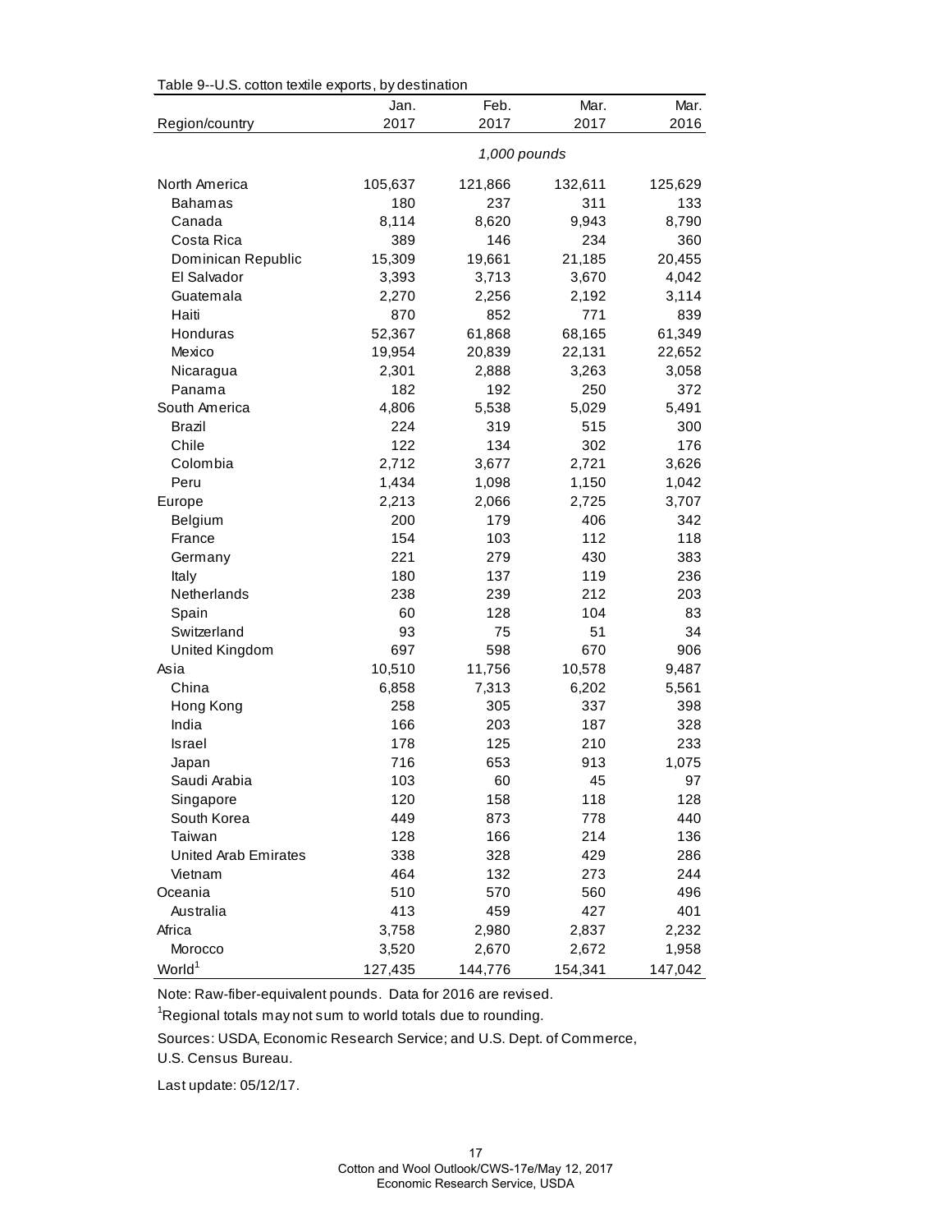Table 9--U.S. cotton textile exports, by destination

| Region/country | Jan. 2017 | Feb. 2017 | Mar. 2017 | Mar. 2016 |
|---|---|---|---|---|
| | *1,000 pounds* | | | |
| North America | 105,637 | 121,866 | 132,611 | 125,629 |
| Bahamas | 180 | 237 | 311 | 133 |
| Canada | 8,114 | 8,620 | 9,943 | 8,790 |
| Costa Rica | 389 | 146 | 234 | 360 |
| Dominican Republic | 15,309 | 19,661 | 21,185 | 20,455 |
| El Salvador | 3,393 | 3,713 | 3,670 | 4,042 |
| Guatemala | 2,270 | 2,256 | 2,192 | 3,114 |
| Haiti | 870 | 852 | 771 | 839 |
| Honduras | 52,367 | 61,868 | 68,165 | 61,349 |
| Mexico | 19,954 | 20,839 | 22,131 | 22,652 |
| Nicaragua | 2,301 | 2,888 | 3,263 | 3,058 |
| Panama | 182 | 192 | 250 | 372 |
| South America | 4,806 | 5,538 | 5,029 | 5,491 |
| Brazil | 224 | 319 | 515 | 300 |
| Chile | 122 | 134 | 302 | 176 |
| Colombia | 2,712 | 3,677 | 2,721 | 3,626 |
| Peru | 1,434 | 1,098 | 1,150 | 1,042 |
| Europe | 2,213 | 2,066 | 2,725 | 3,707 |
| Belgium | 200 | 179 | 406 | 342 |
| France | 154 | 103 | 112 | 118 |
| Germany | 221 | 279 | 430 | 383 |
| Italy | 180 | 137 | 119 | 236 |
| Netherlands | 238 | 239 | 212 | 203 |
| Spain | 60 | 128 | 104 | 83 |
| Switzerland | 93 | 75 | 51 | 34 |
| United Kingdom | 697 | 598 | 670 | 906 |
| Asia | 10,510 | 11,756 | 10,578 | 9,487 |
| China | 6,858 | 7,313 | 6,202 | 5,561 |
| Hong Kong | 258 | 305 | 337 | 398 |
| India | 166 | 203 | 187 | 328 |
| Israel | 178 | 125 | 210 | 233 |
| Japan | 716 | 653 | 913 | 1,075 |
| Saudi Arabia | 103 | 60 | 45 | 97 |
| Singapore | 120 | 158 | 118 | 128 |
| South Korea | 449 | 873 | 778 | 440 |
| Taiwan | 128 | 166 | 214 | 136 |
| United Arab Emirates | 338 | 328 | 429 | 286 |
| Vietnam | 464 | 132 | 273 | 244 |
| Oceania | 510 | 570 | 560 | 496 |
| Australia | 413 | 459 | 427 | 401 |
| Africa | 3,758 | 2,980 | 2,837 | 2,232 |
| Morocco | 3,520 | 2,670 | 2,672 | 1,958 |
| World[1] | 127,435 | 144,776 | 154,341 | 147,042 |

Note: Raw-fiber-equivalent pounds. Data for 2016 are revised.

[1]Regional totals may not sum to world totals due to rounding.

Sources: USDA, Economic Research Service; and U.S. Dept. of Commerce, U.S. Census Bureau.

Last update: 05/12/17.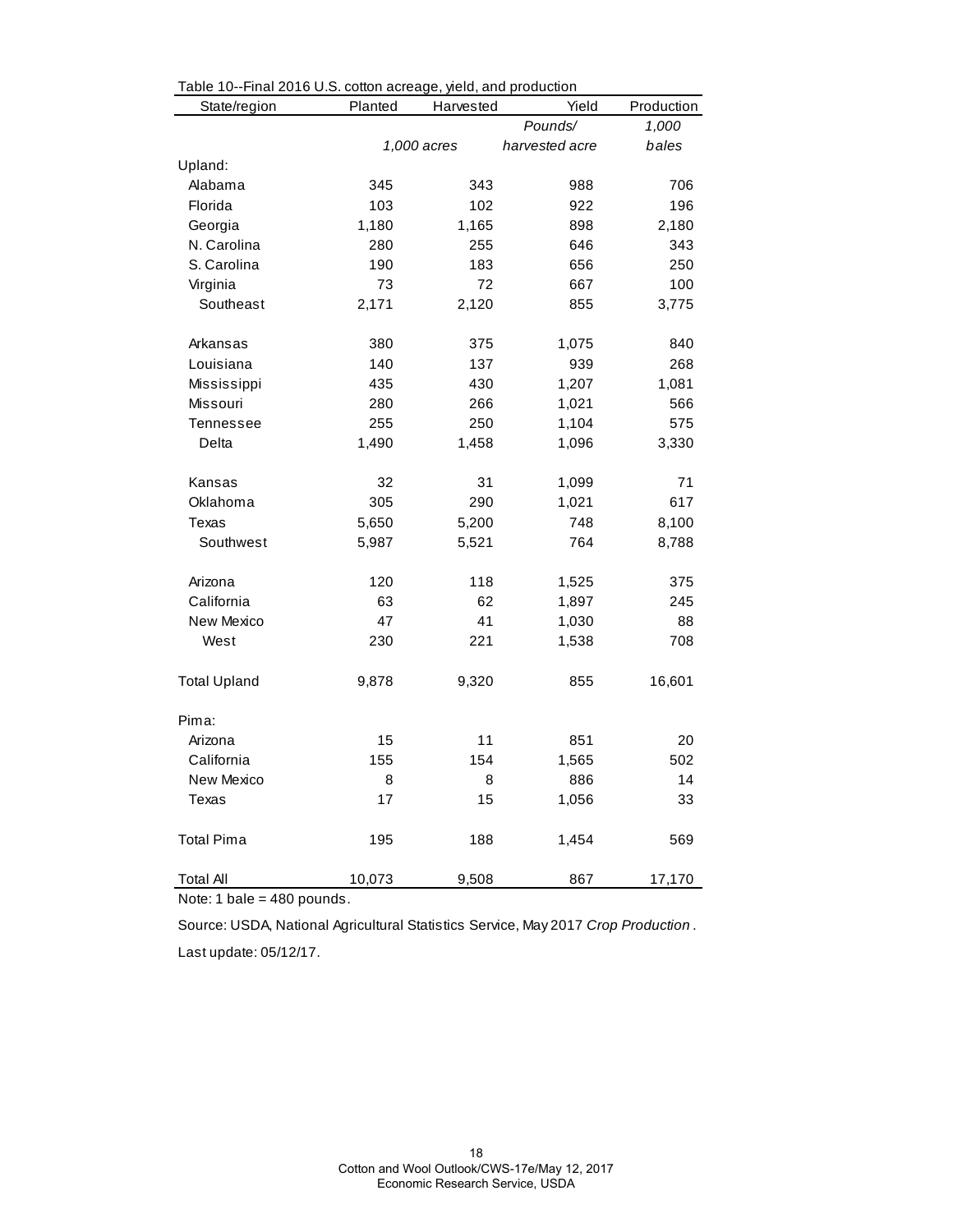Table 10--Final 2016 U.S. cotton acreage, yield, and production

| State/region | Planted | Harvested | Yield | Production |
|---|---|---|---|---|
| | | | *Pounds/* | *1,000* |
| | *1,000 acres* | | *harvested acre* | *bales* |
| Upland: | | | | |
| Alabama | 345 | 343 | 988 | 706 |
| Florida | 103 | 102 | 922 | 196 |
| Georgia | 1,180 | 1,165 | 898 | 2,180 |
| N. Carolina | 280 | 255 | 646 | 343 |
| S. Carolina | 190 | 183 | 656 | 250 |
| Virginia | 73 | 72 | 667 | 100 |
| Southeast | 2,171 | 2,120 | 855 | 3,775 |
| | | | | |
| Arkansas | 380 | 375 | 1,075 | 840 |
| Louisiana | 140 | 137 | 939 | 268 |
| Mississippi | 435 | 430 | 1,207 | 1,081 |
| Missouri | 280 | 266 | 1,021 | 566 |
| Tennessee | 255 | 250 | 1,104 | 575 |
| Delta | 1,490 | 1,458 | 1,096 | 3,330 |
| | | | | |
| Kansas | 32 | 31 | 1,099 | 71 |
| Oklahoma | 305 | 290 | 1,021 | 617 |
| Texas | 5,650 | 5,200 | 748 | 8,100 |
| Southwest | 5,987 | 5,521 | 764 | 8,788 |
| | | | | |
| Arizona | 120 | 118 | 1,525 | 375 |
| California | 63 | 62 | 1,897 | 245 |
| New Mexico | 47 | 41 | 1,030 | 88 |
| West | 230 | 221 | 1,538 | 708 |
| | | | | |
| Total Upland | 9,878 | 9,320 | 855 | 16,601 |
| | | | | |
| Pima: | | | | |
| Arizona | 15 | 11 | 851 | 20 |
| California | 155 | 154 | 1,565 | 502 |
| New Mexico | 8 | 8 | 886 | 14 |
| Texas | 17 | 15 | 1,056 | 33 |
| | | | | |
| Total Pima | 195 | 188 | 1,454 | 569 |
| | | | | |
| Total All | 10,073 | 9,508 | 867 | 17,170 |

Note: 1 bale = 480 pounds.

Source: USDA, National Agricultural Statistics Service, May 2017 *Crop Production*.

Last update: 05/12/17.